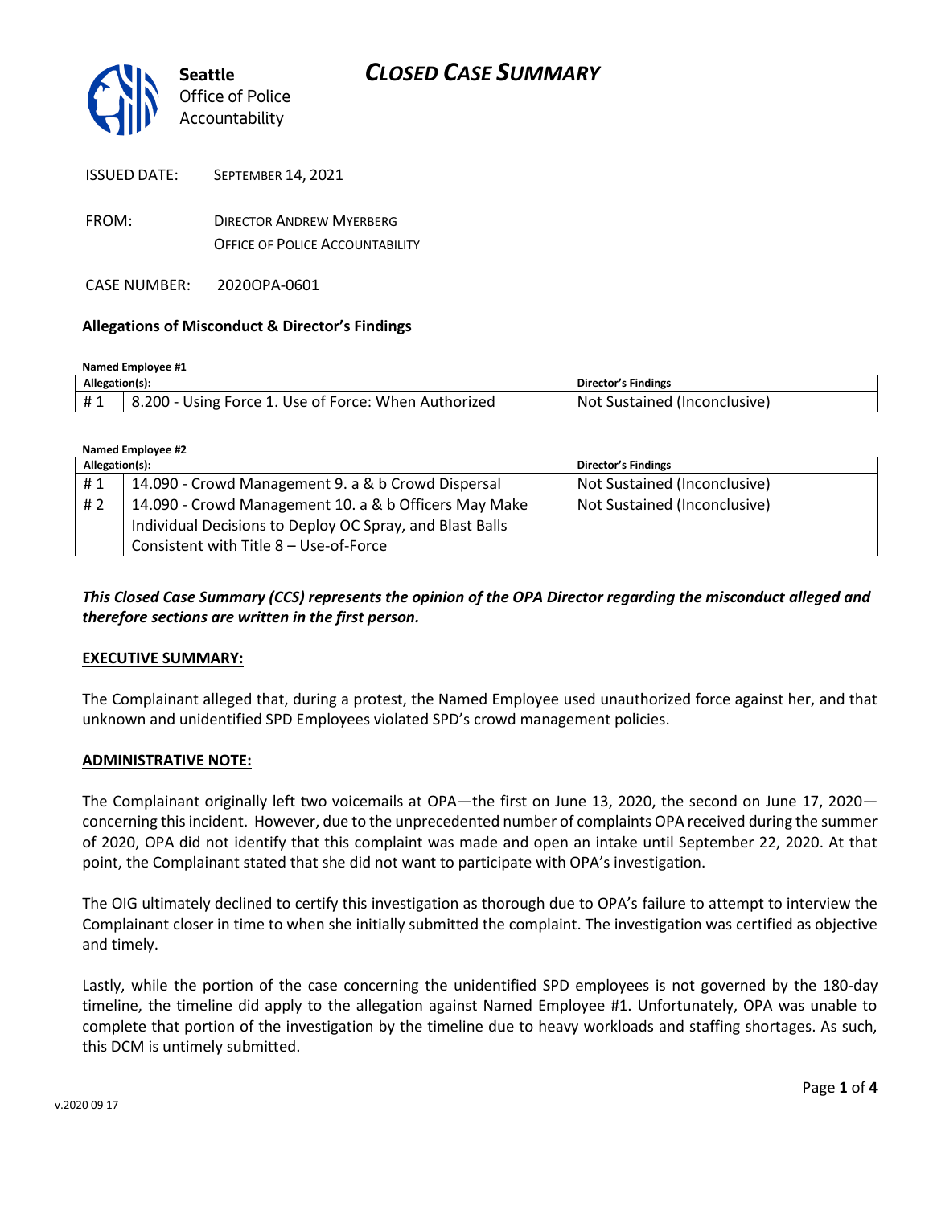Seattle Office of Police Accountability

# CLOSED CASE SUMMARY

ISSUED DATE: SEPTEMBER 14, 2021

FROM: DIRECTOR ANDREW MYERBERG
OFFICE OF POLICE ACCOUNTABILITY

CASE NUMBER: 2020OPA-0601

**Allegations of Misconduct & Director's Findings**

**Named Employee #1**

| Allegation(s): | | Director's Findings |
|---|---|---|
| # 1 | 8.200 - Using Force 1. Use of Force: When Authorized | Not Sustained (Inconclusive) |

**Named Employee #2**

| Allegation(s): | | Director's Findings |
|---|---|---|
| # 1 | 14.090 - Crowd Management 9. a & b Crowd Dispersal | Not Sustained (Inconclusive) |
| # 2 | 14.090 - Crowd Management 10. a & b Officers May Make Individual Decisions to Deploy OC Spray, and Blast Balls Consistent with Title 8 – Use-of-Force | Not Sustained (Inconclusive) |

***This Closed Case Summary (CCS) represents the opinion of the OPA Director regarding the misconduct alleged and therefore sections are written in the first person.***

**EXECUTIVE SUMMARY:**

The Complainant alleged that, during a protest, the Named Employee used unauthorized force against her, and that unknown and unidentified SPD Employees violated SPD's crowd management policies.

**ADMINISTRATIVE NOTE:**

The Complainant originally left two voicemails at OPA—the first on June 13, 2020, the second on June 17, 2020—concerning this incident. However, due to the unprecedented number of complaints OPA received during the summer of 2020, OPA did not identify that this complaint was made and open an intake until September 22, 2020. At that point, the Complainant stated that she did not want to participate with OPA's investigation.

The OIG ultimately declined to certify this investigation as thorough due to OPA's failure to attempt to interview the Complainant closer in time to when she initially submitted the complaint. The investigation was certified as objective and timely.

Lastly, while the portion of the case concerning the unidentified SPD employees is not governed by the 180-day timeline, the timeline did apply to the allegation against Named Employee #1. Unfortunately, OPA was unable to complete that portion of the investigation by the timeline due to heavy workloads and staffing shortages. As such, this DCM is untimely submitted.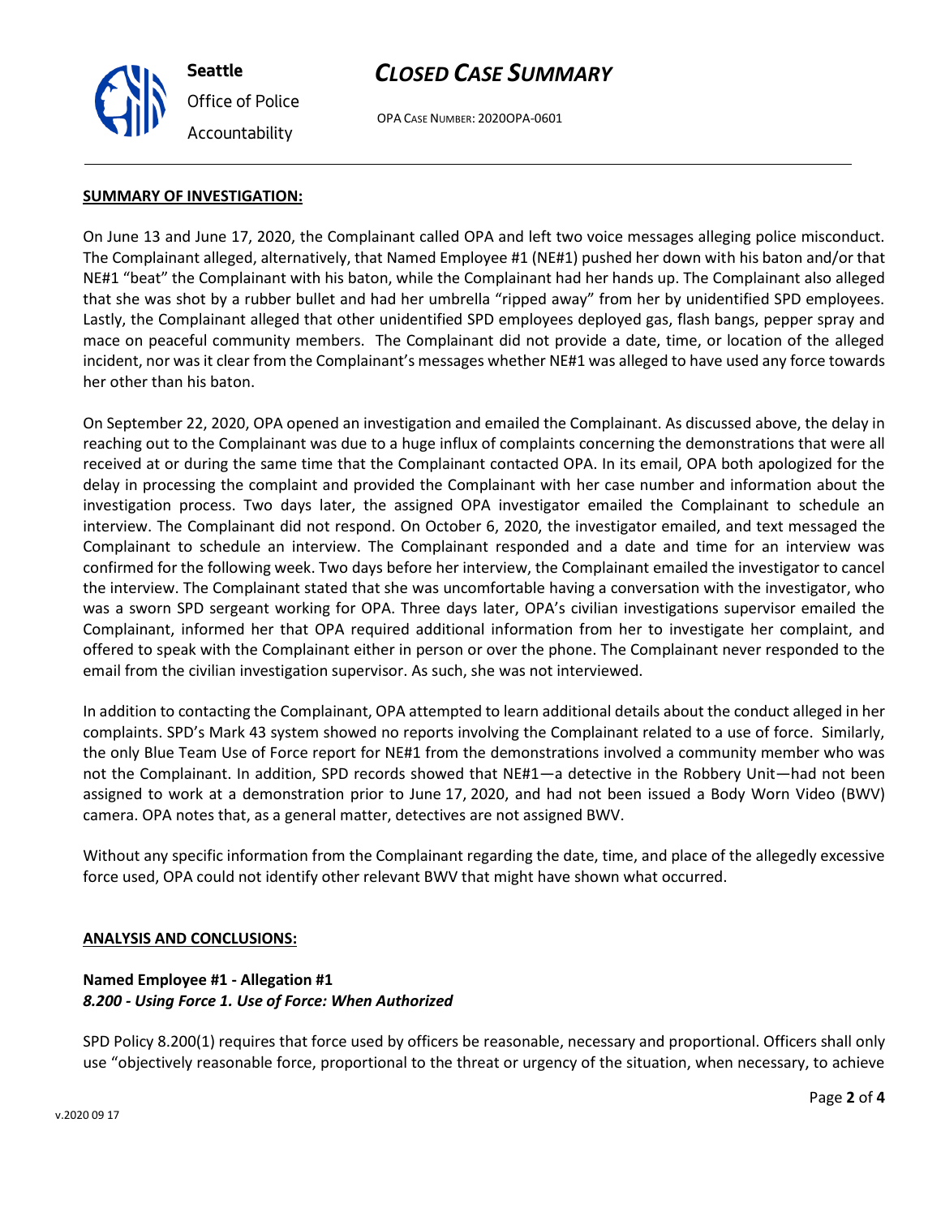**SUMMARY OF INVESTIGATION:**

On June 13 and June 17, 2020, the Complainant called OPA and left two voice messages alleging police misconduct. The Complainant alleged, alternatively, that Named Employee #1 (NE#1) pushed her down with his baton and/or that NE#1 "beat" the Complainant with his baton, while the Complainant had her hands up. The Complainant also alleged that she was shot by a rubber bullet and had her umbrella "ripped away" from her by unidentified SPD employees. Lastly, the Complainant alleged that other unidentified SPD employees deployed gas, flash bangs, pepper spray and mace on peaceful community members. The Complainant did not provide a date, time, or location of the alleged incident, nor was it clear from the Complainant's messages whether NE#1 was alleged to have used any force towards her other than his baton.

On September 22, 2020, OPA opened an investigation and emailed the Complainant. As discussed above, the delay in reaching out to the Complainant was due to a huge influx of complaints concerning the demonstrations that were all received at or during the same time that the Complainant contacted OPA. In its email, OPA both apologized for the delay in processing the complaint and provided the Complainant with her case number and information about the investigation process. Two days later, the assigned OPA investigator emailed the Complainant to schedule an interview. The Complainant did not respond. On October 6, 2020, the investigator emailed, and text messaged the Complainant to schedule an interview. The Complainant responded and a date and time for an interview was confirmed for the following week. Two days before her interview, the Complainant emailed the investigator to cancel the interview. The Complainant stated that she was uncomfortable having a conversation with the investigator, who was a sworn SPD sergeant working for OPA. Three days later, OPA's civilian investigations supervisor emailed the Complainant, informed her that OPA required additional information from her to investigate her complaint, and offered to speak with the Complainant either in person or over the phone. The Complainant never responded to the email from the civilian investigation supervisor. As such, she was not interviewed.

In addition to contacting the Complainant, OPA attempted to learn additional details about the conduct alleged in her complaints. SPD's Mark 43 system showed no reports involving the Complainant related to a use of force. Similarly, the only Blue Team Use of Force report for NE#1 from the demonstrations involved a community member who was not the Complainant. In addition, SPD records showed that NE#1—a detective in the Robbery Unit—had not been assigned to work at a demonstration prior to June 17, 2020, and had not been issued a Body Worn Video (BWV) camera. OPA notes that, as a general matter, detectives are not assigned BWV.

Without any specific information from the Complainant regarding the date, time, and place of the allegedly excessive force used, OPA could not identify other relevant BWV that might have shown what occurred.

**ANALYSIS AND CONCLUSIONS:**

**Named Employee #1 - Allegation #1**
***8.200 - Using Force 1. Use of Force: When Authorized***

SPD Policy 8.200(1) requires that force used by officers be reasonable, necessary and proportional. Officers shall only use "objectively reasonable force, proportional to the threat or urgency of the situation, when necessary, to achieve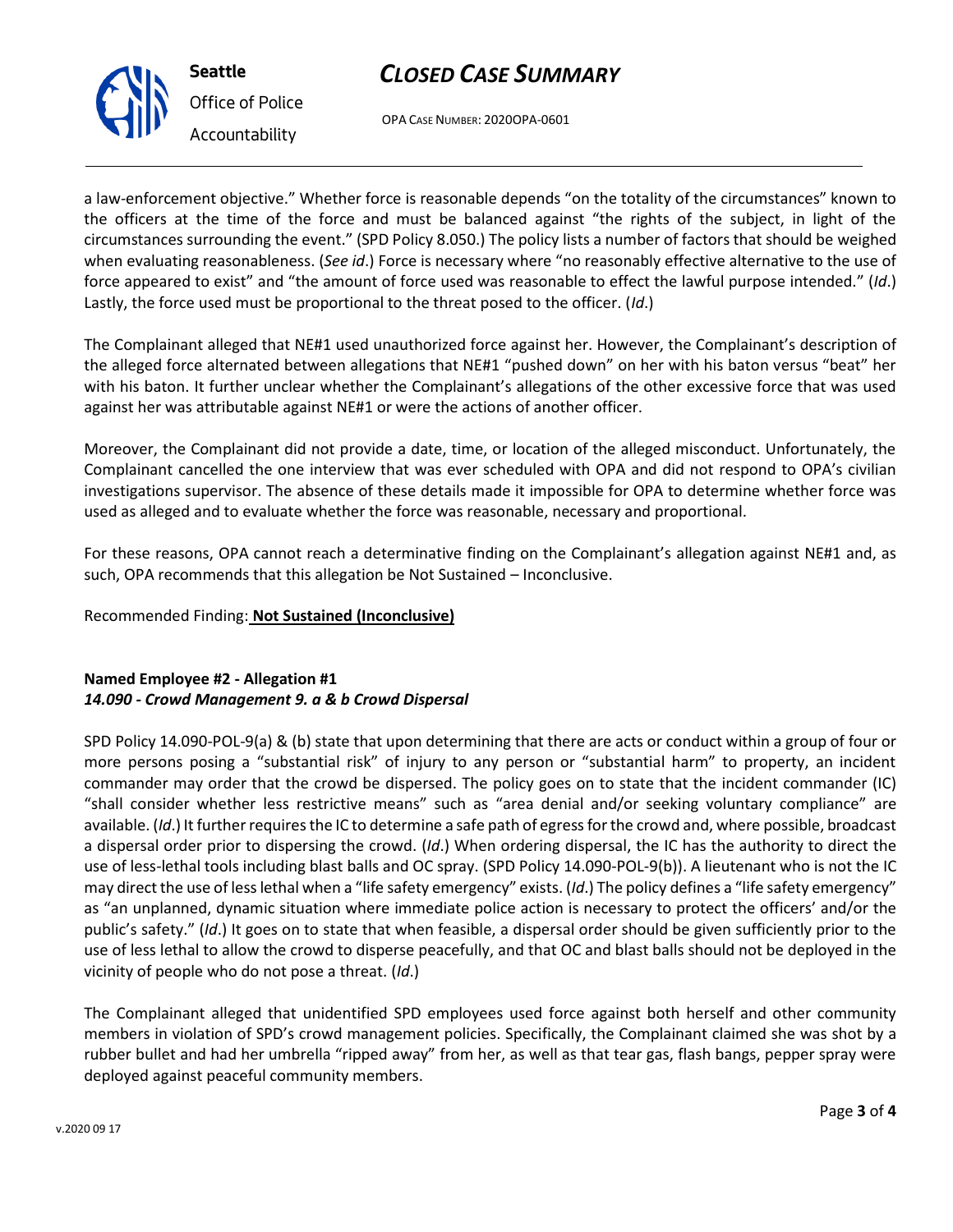a law-enforcement objective." Whether force is reasonable depends "on the totality of the circumstances" known to the officers at the time of the force and must be balanced against "the rights of the subject, in light of the circumstances surrounding the event." (SPD Policy 8.050.) The policy lists a number of factors that should be weighed when evaluating reasonableness. (*See id*.) Force is necessary where "no reasonably effective alternative to the use of force appeared to exist" and "the amount of force used was reasonable to effect the lawful purpose intended." (*Id*.) Lastly, the force used must be proportional to the threat posed to the officer. (*Id*.)

The Complainant alleged that NE#1 used unauthorized force against her. However, the Complainant's description of the alleged force alternated between allegations that NE#1 "pushed down" on her with his baton versus "beat" her with his baton. It further unclear whether the Complainant's allegations of the other excessive force that was used against her was attributable against NE#1 or were the actions of another officer.

Moreover, the Complainant did not provide a date, time, or location of the alleged misconduct. Unfortunately, the Complainant cancelled the one interview that was ever scheduled with OPA and did not respond to OPA's civilian investigations supervisor. The absence of these details made it impossible for OPA to determine whether force was used as alleged and to evaluate whether the force was reasonable, necessary and proportional.

For these reasons, OPA cannot reach a determinative finding on the Complainant's allegation against NE#1 and, as such, OPA recommends that this allegation be Not Sustained – Inconclusive.

Recommended Finding: **Not Sustained (Inconclusive)**

**Named Employee #2 - Allegation #1**
***14.090 - Crowd Management 9. a & b Crowd Dispersal***

SPD Policy 14.090-POL-9(a) & (b) state that upon determining that there are acts or conduct within a group of four or more persons posing a "substantial risk" of injury to any person or "substantial harm" to property, an incident commander may order that the crowd be dispersed. The policy goes on to state that the incident commander (IC) "shall consider whether less restrictive means" such as "area denial and/or seeking voluntary compliance" are available. (*Id*.) It further requires the IC to determine a safe path of egress for the crowd and, where possible, broadcast a dispersal order prior to dispersing the crowd. (*Id*.) When ordering dispersal, the IC has the authority to direct the use of less-lethal tools including blast balls and OC spray. (SPD Policy 14.090-POL-9(b)). A lieutenant who is not the IC may direct the use of less lethal when a "life safety emergency" exists. (*Id*.) The policy defines a "life safety emergency" as "an unplanned, dynamic situation where immediate police action is necessary to protect the officers' and/or the public's safety." (*Id*.) It goes on to state that when feasible, a dispersal order should be given sufficiently prior to the use of less lethal to allow the crowd to disperse peacefully, and that OC and blast balls should not be deployed in the vicinity of people who do not pose a threat. (*Id*.)

The Complainant alleged that unidentified SPD employees used force against both herself and other community members in violation of SPD's crowd management policies. Specifically, the Complainant claimed she was shot by a rubber bullet and had her umbrella "ripped away" from her, as well as that tear gas, flash bangs, pepper spray were deployed against peaceful community members.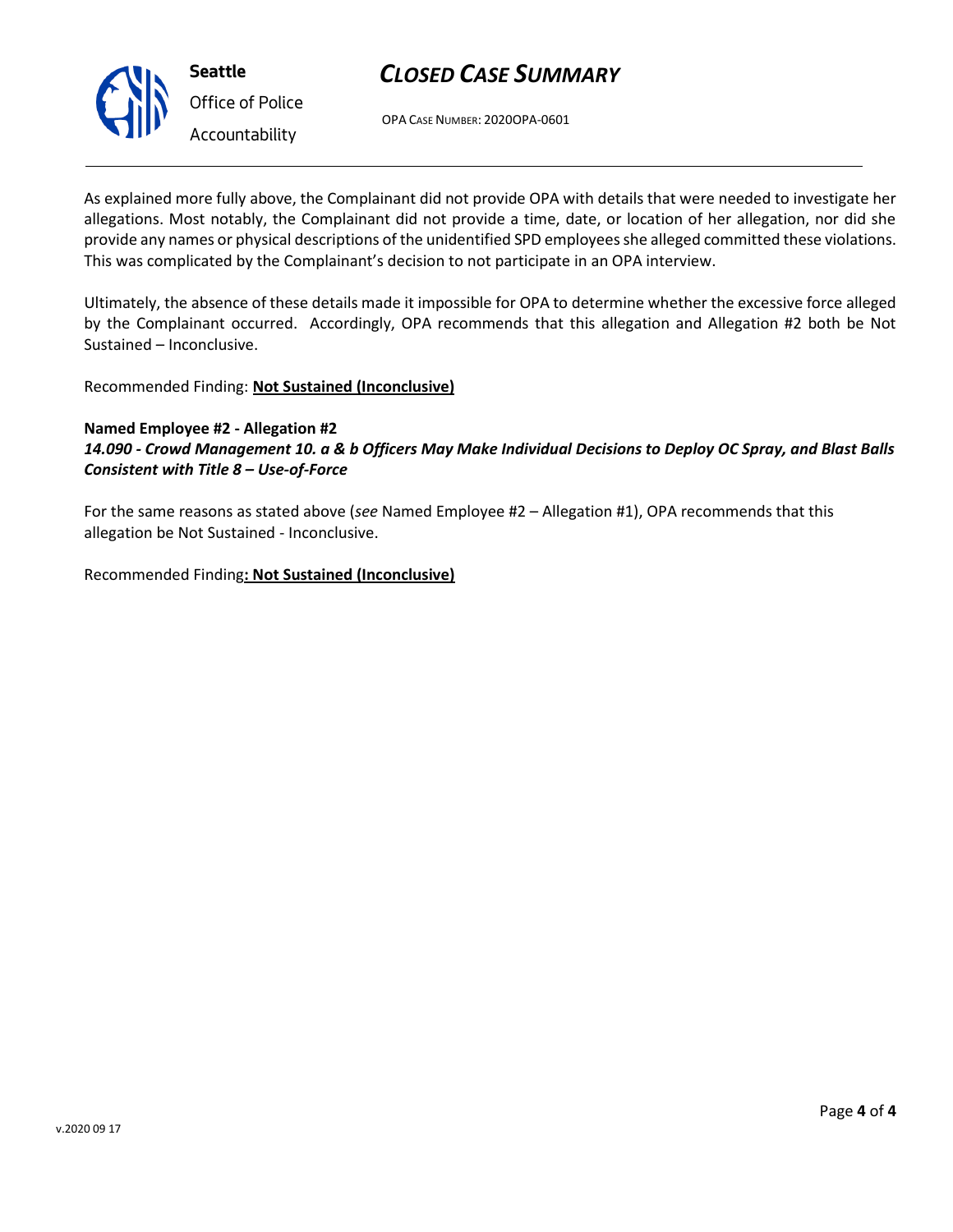As explained more fully above, the Complainant did not provide OPA with details that were needed to investigate her allegations. Most notably, the Complainant did not provide a time, date, or location of her allegation, nor did she provide any names or physical descriptions of the unidentified SPD employees she alleged committed these violations. This was complicated by the Complainant's decision to not participate in an OPA interview.

Ultimately, the absence of these details made it impossible for OPA to determine whether the excessive force alleged by the Complainant occurred. Accordingly, OPA recommends that this allegation and Allegation #2 both be Not Sustained – Inconclusive.

Recommended Finding: **Not Sustained (Inconclusive)**

**Named Employee #2 - Allegation #2**
***14.090 - Crowd Management 10. a & b Officers May Make Individual Decisions to Deploy OC Spray, and Blast Balls Consistent with Title 8 – Use-of-Force***

For the same reasons as stated above (*see* Named Employee #2 – Allegation #1), OPA recommends that this allegation be Not Sustained - Inconclusive.

Recommended Finding**: Not Sustained (Inconclusive)**